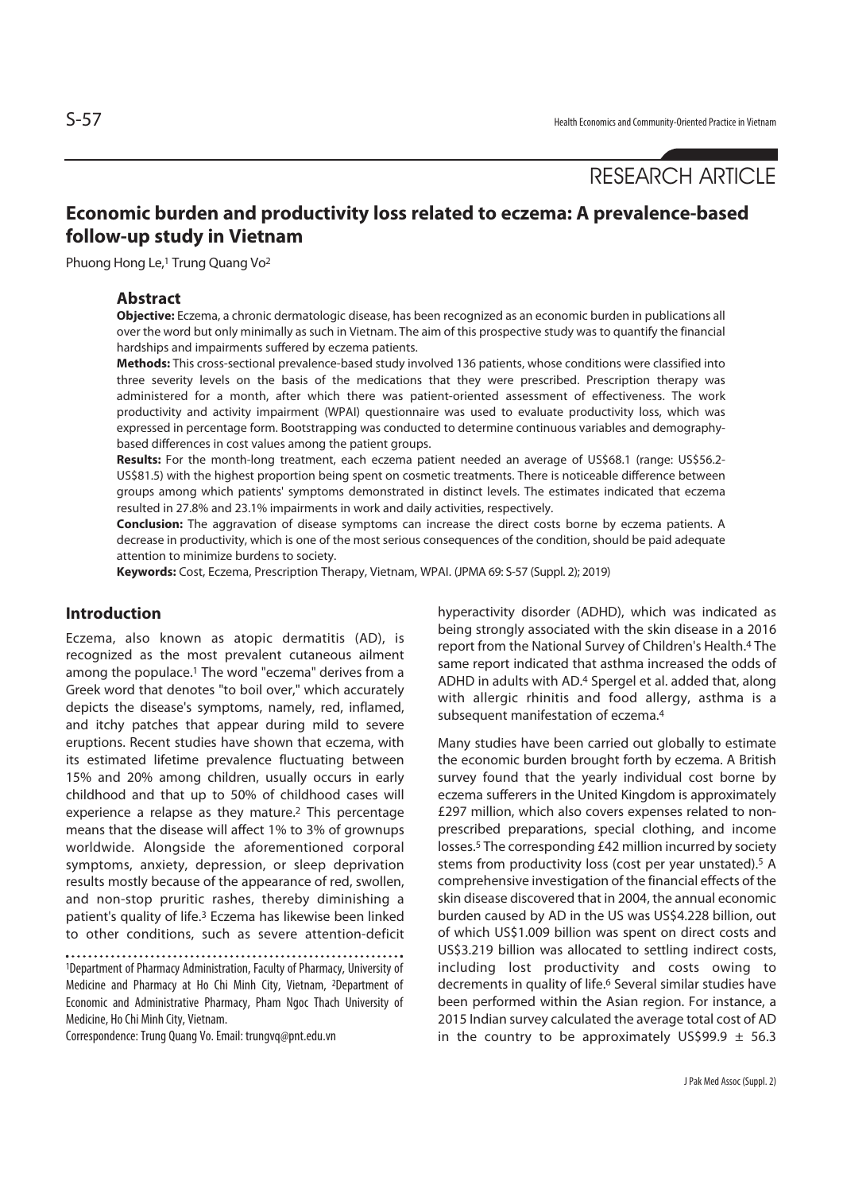RESEARCH ARTICLE

# Economic burden and productivity loss related to eczema: A prevalence-based follow-up study in Vietnam

Phuong Hong Le,[1] Trung Quang Vo[2]

## Abstract

**Objective:** Eczema, a chronic dermatologic disease, has been recognized as an economic burden in publications all over the word but only minimally as such in Vietnam. The aim of this prospective study was to quantify the financial hardships and impairments suffered by eczema patients.

**Methods:** This cross-sectional prevalence-based study involved 136 patients, whose conditions were classified into three severity levels on the basis of the medications that they were prescribed. Prescription therapy was administered for a month, after which there was patient-oriented assessment of effectiveness. The work productivity and activity impairment (WPAI) questionnaire was used to evaluate productivity loss, which was expressed in percentage form. Bootstrapping was conducted to determine continuous variables and demography-based differences in cost values among the patient groups.

**Results:** For the month-long treatment, each eczema patient needed an average of US$68.1 (range: US$56.2-US$81.5) with the highest proportion being spent on cosmetic treatments. There is noticeable difference between groups among which patients' symptoms demonstrated in distinct levels. The estimates indicated that eczema resulted in 27.8% and 23.1% impairments in work and daily activities, respectively.

**Conclusion:** The aggravation of disease symptoms can increase the direct costs borne by eczema patients. A decrease in productivity, which is one of the most serious consequences of the condition, should be paid adequate attention to minimize burdens to society.

**Keywords:** Cost, Eczema, Prescription Therapy, Vietnam, WPAI. (JPMA 69: S-57 (Suppl. 2); 2019)

## Introduction

Eczema, also known as atopic dermatitis (AD), is recognized as the most prevalent cutaneous ailment among the populace.[1] The word "eczema" derives from a Greek word that denotes "to boil over," which accurately depicts the disease's symptoms, namely, red, inflamed, and itchy patches that appear during mild to severe eruptions. Recent studies have shown that eczema, with its estimated lifetime prevalence fluctuating between 15% and 20% among children, usually occurs in early childhood and that up to 50% of childhood cases will experience a relapse as they mature.[2] This percentage means that the disease will affect 1% to 3% of grownups worldwide. Alongside the aforementioned corporal symptoms, anxiety, depression, or sleep deprivation results mostly because of the appearance of red, swollen, and non-stop pruritic rashes, thereby diminishing a patient's quality of life.[3] Eczema has likewise been linked to other conditions, such as severe attention-deficit hyperactivity disorder (ADHD), which was indicated as being strongly associated with the skin disease in a 2016 report from the National Survey of Children's Health.[4] The same report indicated that asthma increased the odds of ADHD in adults with AD.[4] Spergel et al. added that, along with allergic rhinitis and food allergy, asthma is a subsequent manifestation of eczema.[4]

Many studies have been carried out globally to estimate the economic burden brought forth by eczema. A British survey found that the yearly individual cost borne by eczema sufferers in the United Kingdom is approximately £297 million, which also covers expenses related to non-prescribed preparations, special clothing, and income losses.[5] The corresponding £42 million incurred by society stems from productivity loss (cost per year unstated).[5] A comprehensive investigation of the financial effects of the skin disease discovered that in 2004, the annual economic burden caused by AD in the US was US$4.228 billion, out of which US$1.009 billion was spent on direct costs and US$3.219 billion was allocated to settling indirect costs, including lost productivity and costs owing to decrements in quality of life.[6] Several similar studies have been performed within the Asian region. For instance, a 2015 Indian survey calculated the average total cost of AD in the country to be approximately US$99.9 ± 56.3

[1]Department of Pharmacy Administration, Faculty of Pharmacy, University of Medicine and Pharmacy at Ho Chi Minh City, Vietnam, [2]Department of Economic and Administrative Pharmacy, Pham Ngoc Thach University of Medicine, Ho Chi Minh City, Vietnam.

Correspondence: Trung Quang Vo. Email: trungvq@pnt.edu.vn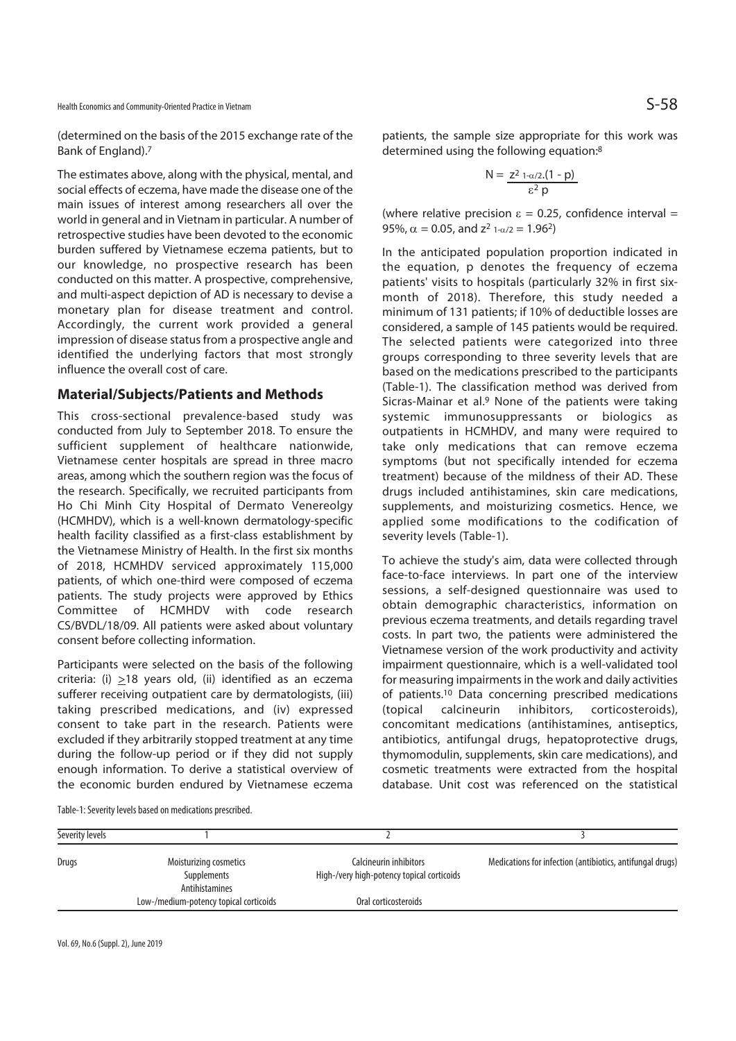(determined on the basis of the 2015 exchange rate of the Bank of England).[7]

The estimates above, along with the physical, mental, and social effects of eczema, have made the disease one of the main issues of interest among researchers all over the world in general and in Vietnam in particular. A number of retrospective studies have been devoted to the economic burden suffered by Vietnamese eczema patients, but to our knowledge, no prospective research has been conducted on this matter. A prospective, comprehensive, and multi-aspect depiction of AD is necessary to devise a monetary plan for disease treatment and control. Accordingly, the current work provided a general impression of disease status from a prospective angle and identified the underlying factors that most strongly influence the overall cost of care.

## Material/Subjects/Patients and Methods

This cross-sectional prevalence-based study was conducted from July to September 2018. To ensure the sufficient supplement of healthcare nationwide, Vietnamese center hospitals are spread in three macro areas, among which the southern region was the focus of the research. Specifically, we recruited participants from Ho Chi Minh City Hospital of Dermato Venereolgy (HCMHDV), which is a well-known dermatology-specific health facility classified as a first-class establishment by the Vietnamese Ministry of Health. In the first six months of 2018, HCMHDV serviced approximately 115,000 patients, of which one-third were composed of eczema patients. The study projects were approved by Ethics Committee of HCMHDV with code research CS/BVDL/18/09. All patients were asked about voluntary consent before collecting information.

Participants were selected on the basis of the following criteria: (i) $\geq$18 years old, (ii) identified as an eczema sufferer receiving outpatient care by dermatologists, (iii) taking prescribed medications, and (iv) expressed consent to take part in the research. Patients were excluded if they arbitrarily stopped treatment at any time during the follow-up period or if they did not supply enough information. To derive a statistical overview of the economic burden endured by Vietnamese eczema patients, the sample size appropriate for this work was determined using the following equation:[8]

$$N = \frac{z^2_{1-\alpha/2}.(1 - p)}{\varepsilon^2 p}$$

(where relative precision $\varepsilon = 0.25$, confidence interval = 95%, $\alpha = 0.05$, and $z^2_{1-\alpha/2} = 1.96^2$)

In the anticipated population proportion indicated in the equation, p denotes the frequency of eczema patients' visits to hospitals (particularly 32% in first six-month of 2018). Therefore, this study needed a minimum of 131 patients; if 10% of deductible losses are considered, a sample of 145 patients would be required. The selected patients were categorized into three groups corresponding to three severity levels that are based on the medications prescribed to the participants (Table-1). The classification method was derived from Sicras-Mainar et al.[9] None of the patients were taking systemic immunosuppressants or biologics as outpatients in HCMHDV, and many were required to take only medications that can remove eczema symptoms (but not specifically intended for eczema treatment) because of the mildness of their AD. These drugs included antihistamines, skin care medications, supplements, and moisturizing cosmetics. Hence, we applied some modifications to the codification of severity levels (Table-1).

To achieve the study's aim, data were collected through face-to-face interviews. In part one of the interview sessions, a self-designed questionnaire was used to obtain demographic characteristics, information on previous eczema treatments, and details regarding travel costs. In part two, the patients were administered the Vietnamese version of the work productivity and activity impairment questionnaire, which is a well-validated tool for measuring impairments in the work and daily activities of patients.[10] Data concerning prescribed medications (topical calcineurin inhibitors, corticosteroids), concomitant medications (antihistamines, antiseptics, antibiotics, antifungal drugs, hepatoprotective drugs, thymomodulin, supplements, skin care medications), and cosmetic treatments were extracted from the hospital database. Unit cost was referenced on the statistical

Table-1: Severity levels based on medications prescribed.

| Severity levels | 1 | 2 | 3 |
|---|---|---|---|
| Drugs | Moisturizing cosmetics<br>Supplements<br>Antihistamines<br>Low-/medium-potency topical corticoids | Calcineurin inhibitors<br>High-/very high-potency topical corticoids<br>Oral corticosteroids | Medications for infection (antibiotics, antifungal drugs) |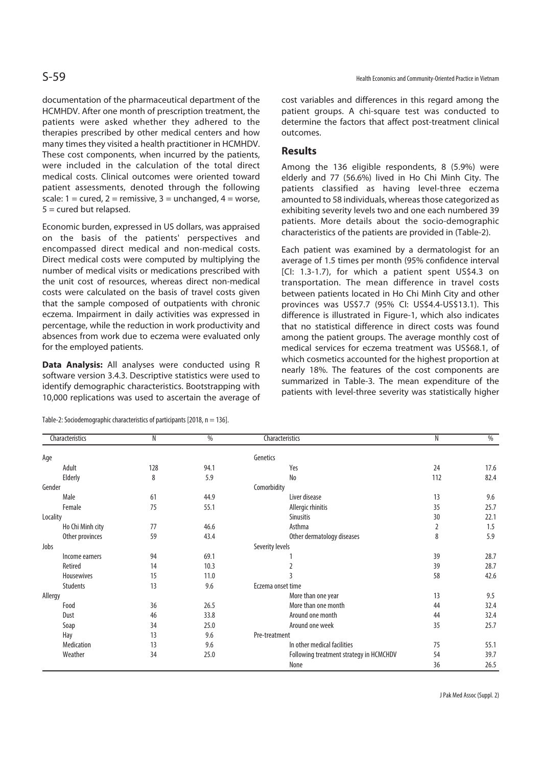documentation of the pharmaceutical department of the HCMHDV. After one month of prescription treatment, the patients were asked whether they adhered to the therapies prescribed by other medical centers and how many times they visited a health practitioner in HCMHDV. These cost components, when incurred by the patients, were included in the calculation of the total direct medical costs. Clinical outcomes were oriented toward patient assessments, denoted through the following scale: 1 = cured, 2 = remissive, 3 = unchanged, 4 = worse, 5 = cured but relapsed.

Economic burden, expressed in US dollars, was appraised on the basis of the patients' perspectives and encompassed direct medical and non-medical costs. Direct medical costs were computed by multiplying the number of medical visits or medications prescribed with the unit cost of resources, whereas direct non-medical costs were calculated on the basis of travel costs given that the sample composed of outpatients with chronic eczema. Impairment in daily activities was expressed in percentage, while the reduction in work productivity and absences from work due to eczema were evaluated only for the employed patients.

**Data Analysis:** All analyses were conducted using R software version 3.4.3. Descriptive statistics were used to identify demographic characteristics. Bootstrapping with 10,000 replications was used to ascertain the average of cost variables and differences in this regard among the patient groups. A chi-square test was conducted to determine the factors that affect post-treatment clinical outcomes.

## Results

Among the 136 eligible respondents, 8 (5.9%) were elderly and 77 (56.6%) lived in Ho Chi Minh City. The patients classified as having level-three eczema amounted to 58 individuals, whereas those categorized as exhibiting severity levels two and one each numbered 39 patients. More details about the socio-demographic characteristics of the patients are provided in (Table-2).

Each patient was examined by a dermatologist for an average of 1.5 times per month (95% confidence interval [CI: 1.3-1.7), for which a patient spent US$4.3 on transportation. The mean difference in travel costs between patients located in Ho Chi Minh City and other provinces was US$7.7 (95% CI: US$4.4-US$13.1). This difference is illustrated in Figure-1, which also indicates that no statistical difference in direct costs was found among the patient groups. The average monthly cost of medical services for eczema treatment was US$68.1, of which cosmetics accounted for the highest proportion at nearly 18%. The features of the cost components are summarized in Table-3. The mean expenditure of the patients with level-three severity was statistically higher

Table-2: Sociodemographic characteristics of participants [2018, n = 136].

| Characteristics | N | % | Characteristics | N | % |
|---|---|---|---|---|---|
| Age | | | Genetics | | |
| Adult | 128 | 94.1 | Yes | 24 | 17.6 |
| Elderly | 8 | 5.9 | No | 112 | 82.4 |
| Gender | | | Comorbidity | | |
| Male | 61 | 44.9 | Liver disease | 13 | 9.6 |
| Female | 75 | 55.1 | Allergic rhinitis | 35 | 25.7 |
| Locality | | | Sinusitis | 30 | 22.1 |
| Ho Chi Minh city | 77 | 46.6 | Asthma | 2 | 1.5 |
| Other provinces | 59 | 43.4 | Other dermatology diseases | 8 | 5.9 |
| Jobs | | | Severity levels | | |
| Income earners | 94 | 69.1 | 1 | 39 | 28.7 |
| Retired | 14 | 10.3 | 2 | 39 | 28.7 |
| Housewives | 15 | 11.0 | 3 | 58 | 42.6 |
| Students | 13 | 9.6 | Eczema onset time | | |
| Allergy | | | More than one year | 13 | 9.5 |
| Food | 36 | 26.5 | More than one month | 44 | 32.4 |
| Dust | 46 | 33.8 | Around one month | 44 | 32.4 |
| Soap | 34 | 25.0 | Around one week | 35 | 25.7 |
| Hay | 13 | 9.6 | Pre-treatment | | |
| Medication | 13 | 9.6 | In other medical facilities | 75 | 55.1 |
| Weather | 34 | 25.0 | Following treatment strategy in HCMCHDV | 54 | 39.7 |
| | | | None | 36 | 26.5 |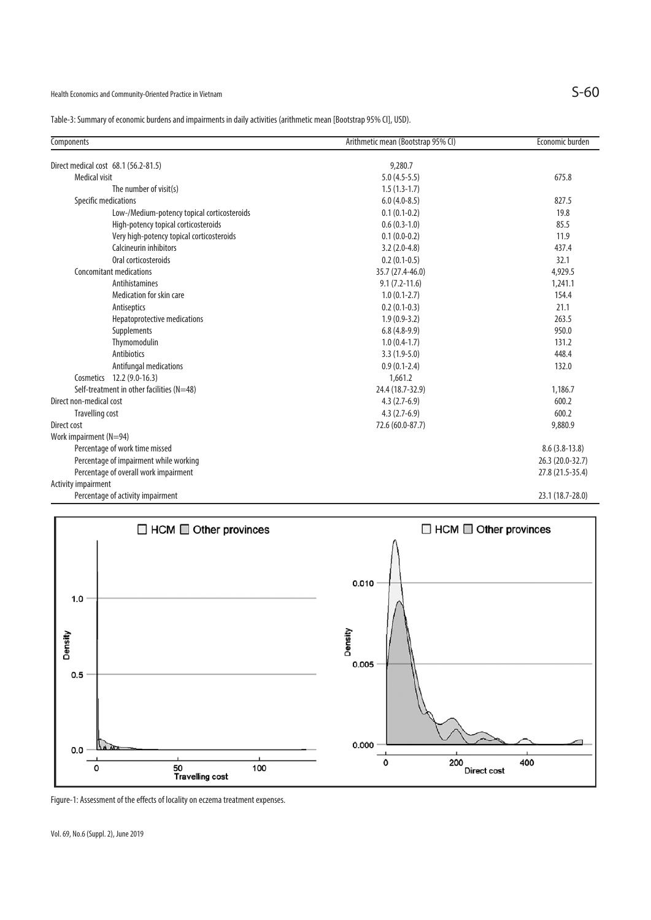Table-3: Summary of economic burdens and impairments in daily activities (arithmetic mean [Bootstrap 95% CI], USD).

| Components | Arithmetic mean (Bootstrap 95% CI) | Economic burden |
|---|---|---|
| Direct medical cost 68.1 (56.2-81.5) | 9,280.7 | |
| Medical visit | 5.0 (4.5-5.5) | 675.8 |
| The number of visit(s) | 1.5 (1.3-1.7) | |
| Specific medications | 6.0 (4.0-8.5) | 827.5 |
| Low-/Medium-potency topical corticosteroids | 0.1 (0.1-0.2) | 19.8 |
| High-potency topical corticosteroids | 0.6 (0.3-1.0) | 85.5 |
| Very high-potency topical corticosteroids | 0.1 (0.0-0.2) | 11.9 |
| Calcineurin inhibitors | 3.2 (2.0-4.8) | 437.4 |
| Oral corticosteroids | 0.2 (0.1-0.5) | 32.1 |
| Concomitant medications | 35.7 (27.4-46.0) | 4,929.5 |
| Antihistamines | 9.1 (7.2-11.6) | 1,241.1 |
| Medication for skin care | 1.0 (0.1-2.7) | 154.4 |
| Antiseptics | 0.2 (0.1-0.3) | 21.1 |
| Hepatoprotective medications | 1.9 (0.9-3.2) | 263.5 |
| Supplements | 6.8 (4.8-9.9) | 950.0 |
| Thymomodulin | 1.0 (0.4-1.7) | 131.2 |
| Antibiotics | 3.3 (1.9-5.0) | 448.4 |
| Antifungal medications | 0.9 (0.1-2.4) | 132.0 |
| Cosmetics 12.2 (9.0-16.3) | 1,661.2 | |
| Self-treatment in other facilities (N=48) | 24.4 (18.7-32.9) | 1,186.7 |
| Direct non-medical cost | 4.3 (2.7-6.9) | 600.2 |
| Travelling cost | 4.3 (2.7-6.9) | 600.2 |
| Direct cost | 72.6 (60.0-87.7) | 9,880.9 |
| Work impairment (N=94) | | |
| Percentage of work time missed | | 8.6 (3.8-13.8) |
| Percentage of impairment while working | | 26.3 (20.0-32.7) |
| Percentage of overall work impairment | | 27.8 (21.5-35.4) |
| Activity impairment | | |
| Percentage of activity impairment | | 23.1 (18.7-28.0) |

Figure-1: Assessment of the effects of locality on eczema treatment expenses.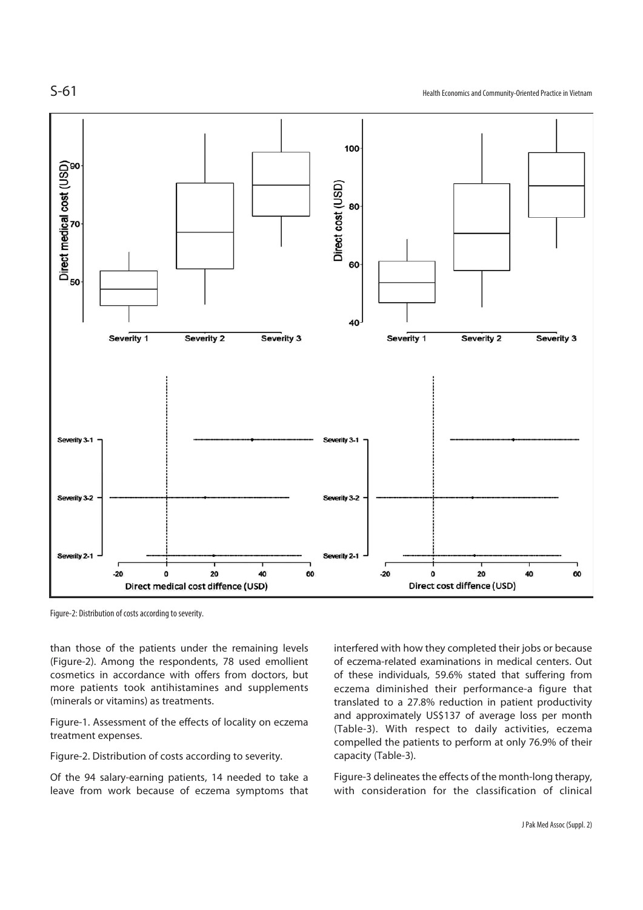Figure-2: Distribution of costs according to severity.

than those of the patients under the remaining levels (Figure-2). Among the respondents, 78 used emollient cosmetics in accordance with offers from doctors, but more patients took antihistamines and supplements (minerals or vitamins) as treatments.

Figure-1. Assessment of the effects of locality on eczema treatment expenses.

Figure-2. Distribution of costs according to severity.

Of the 94 salary-earning patients, 14 needed to take a leave from work because of eczema symptoms that interfered with how they completed their jobs or because of eczema-related examinations in medical centers. Out of these individuals, 59.6% stated that suffering from eczema diminished their performance-a figure that translated to a 27.8% reduction in patient productivity and approximately US$137 of average loss per month (Table-3). With respect to daily activities, eczema compelled the patients to perform at only 76.9% of their capacity (Table-3).

Figure-3 delineates the effects of the month-long therapy, with consideration for the classification of clinical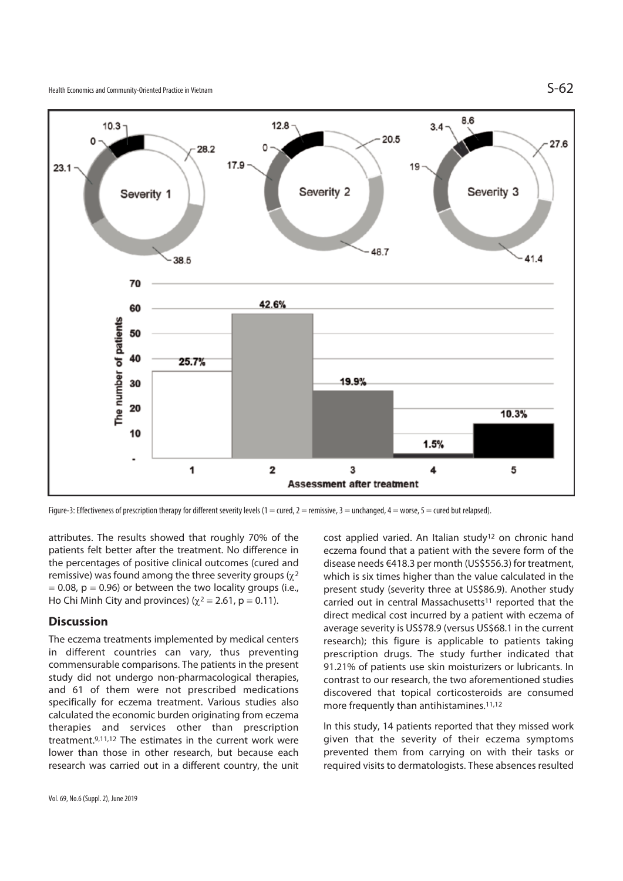Figure-3: Effectiveness of prescription therapy for different severity levels (1 = cured, 2 = remissive, 3 = unchanged, 4 = worse, 5 = cured but relapsed).

attributes. The results showed that roughly 70% of the patients felt better after the treatment. No difference in the percentages of positive clinical outcomes (cured and remissive) was found among the three severity groups ($\chi^2 = 0.08$, $p = 0.96$) or between the two locality groups (i.e., Ho Chi Minh City and provinces) ($\chi^2 = 2.61$, $p = 0.11$).

## Discussion

The eczema treatments implemented by medical centers in different countries can vary, thus preventing commensurable comparisons. The patients in the present study did not undergo non-pharmacological therapies, and 61 of them were not prescribed medications specifically for eczema treatment. Various studies also calculated the economic burden originating from eczema therapies and services other than prescription treatment.[9,11,12] The estimates in the current work were lower than those in other research, but because each research was carried out in a different country, the unit cost applied varied. An Italian study[12] on chronic hand eczema found that a patient with the severe form of the disease needs €418.3 per month (US$556.3) for treatment, which is six times higher than the value calculated in the present study (severity three at US$86.9). Another study carried out in central Massachusetts[11] reported that the direct medical cost incurred by a patient with eczema of average severity is US$78.9 (versus US$68.1 in the current research); this figure is applicable to patients taking prescription drugs. The study further indicated that 91.21% of patients use skin moisturizers or lubricants. In contrast to our research, the two aforementioned studies discovered that topical corticosteroids are consumed more frequently than antihistamines.[11,12]

In this study, 14 patients reported that they missed work given that the severity of their eczema symptoms prevented them from carrying on with their tasks or required visits to dermatologists. These absences resulted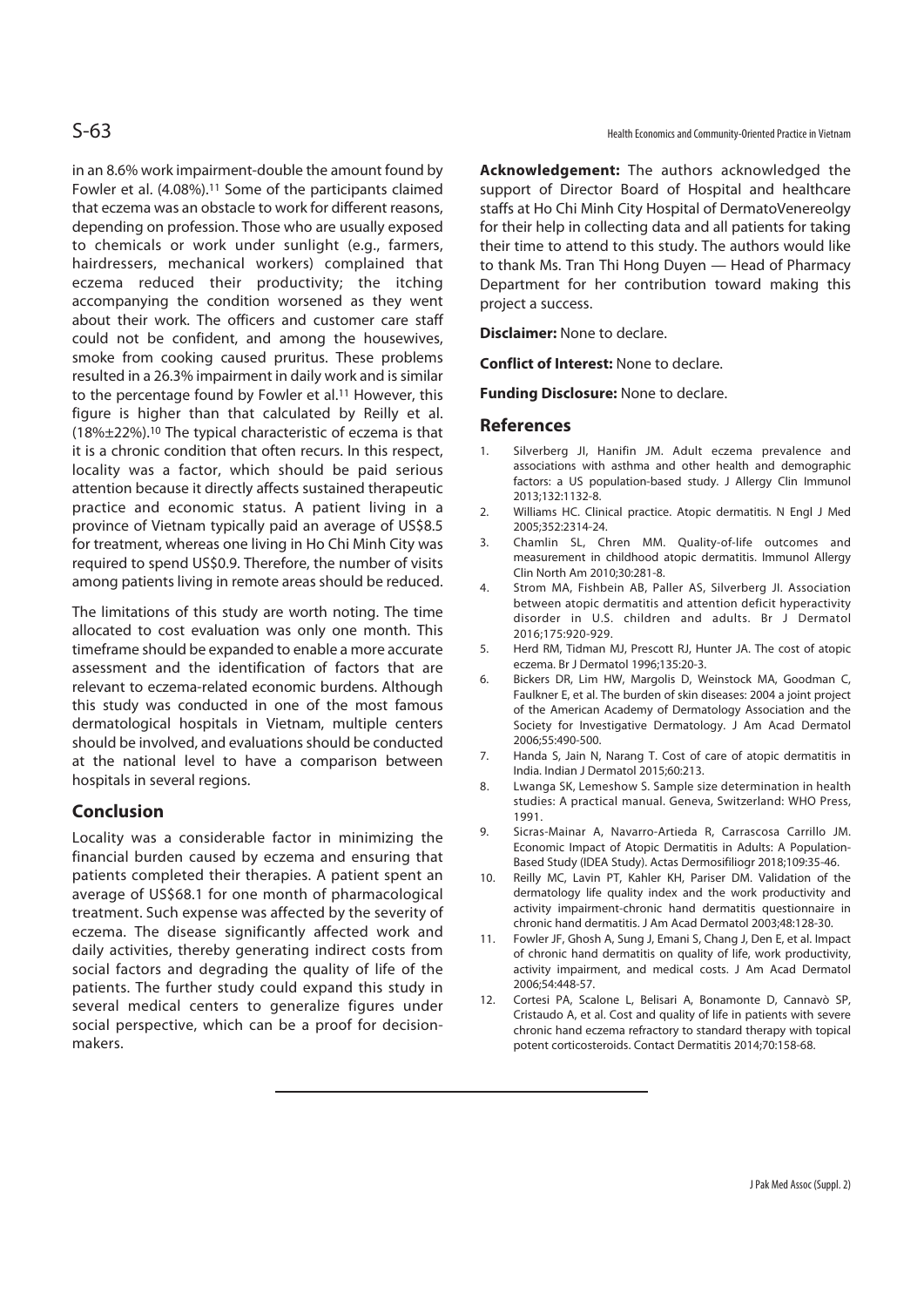in an 8.6% work impairment-double the amount found by Fowler et al. (4.08%).[11] Some of the participants claimed that eczema was an obstacle to work for different reasons, depending on profession. Those who are usually exposed to chemicals or work under sunlight (e.g., farmers, hairdressers, mechanical workers) complained that eczema reduced their productivity; the itching accompanying the condition worsened as they went about their work. The officers and customer care staff could not be confident, and among the housewives, smoke from cooking caused pruritus. These problems resulted in a 26.3% impairment in daily work and is similar to the percentage found by Fowler et al.[11] However, this figure is higher than that calculated by Reilly et al. (18%±22%).[10] The typical characteristic of eczema is that it is a chronic condition that often recurs. In this respect, locality was a factor, which should be paid serious attention because it directly affects sustained therapeutic practice and economic status. A patient living in a province of Vietnam typically paid an average of US$8.5 for treatment, whereas one living in Ho Chi Minh City was required to spend US$0.9. Therefore, the number of visits among patients living in remote areas should be reduced.

The limitations of this study are worth noting. The time allocated to cost evaluation was only one month. This timeframe should be expanded to enable a more accurate assessment and the identification of factors that are relevant to eczema-related economic burdens. Although this study was conducted in one of the most famous dermatological hospitals in Vietnam, multiple centers should be involved, and evaluations should be conducted at the national level to have a comparison between hospitals in several regions.

## Conclusion

Locality was a considerable factor in minimizing the financial burden caused by eczema and ensuring that patients completed their therapies. A patient spent an average of US$68.1 for one month of pharmacological treatment. Such expense was affected by the severity of eczema. The disease significantly affected work and daily activities, thereby generating indirect costs from social factors and degrading the quality of life of the patients. The further study could expand this study in several medical centers to generalize figures under social perspective, which can be a proof for decision-makers.

**Acknowledgement:** The authors acknowledged the support of Director Board of Hospital and healthcare staffs at Ho Chi Minh City Hospital of DermatoVenereolgy for their help in collecting data and all patients for taking their time to attend to this study. The authors would like to thank Ms. Tran Thi Hong Duyen — Head of Pharmacy Department for her contribution toward making this project a success.

**Disclaimer:** None to declare.

**Conflict of Interest:** None to declare.

**Funding Disclosure:** None to declare.

## References

1. Silverberg JI, Hanifin JM. Adult eczema prevalence and associations with asthma and other health and demographic factors: a US population-based study. J Allergy Clin Immunol 2013;132:1132-8.
2. Williams HC. Clinical practice. Atopic dermatitis. N Engl J Med 2005;352:2314-24.
3. Chamlin SL, Chren MM. Quality-of-life outcomes and measurement in childhood atopic dermatitis. Immunol Allergy Clin North Am 2010;30:281-8.
4. Strom MA, Fishbein AB, Paller AS, Silverberg JI. Association between atopic dermatitis and attention deficit hyperactivity disorder in U.S. children and adults. Br J Dermatol 2016;175:920-929.
5. Herd RM, Tidman MJ, Prescott RJ, Hunter JA. The cost of atopic eczema. Br J Dermatol 1996;135:20-3.
6. Bickers DR, Lim HW, Margolis D, Weinstock MA, Goodman C, Faulkner E, et al. The burden of skin diseases: 2004 a joint project of the American Academy of Dermatology Association and the Society for Investigative Dermatology. J Am Acad Dermatol 2006;55:490-500.
7. Handa S, Jain N, Narang T. Cost of care of atopic dermatitis in India. Indian J Dermatol 2015;60:213.
8. Lwanga SK, Lemeshow S. Sample size determination in health studies: A practical manual. Geneva, Switzerland: WHO Press, 1991.
9. Sicras-Mainar A, Navarro-Artieda R, Carrascosa Carrillo JM. Economic Impact of Atopic Dermatitis in Adults: A Population-Based Study (IDEA Study). Actas Dermosifiliogr 2018;109:35-46.
10. Reilly MC, Lavin PT, Kahler KH, Pariser DM. Validation of the dermatology life quality index and the work productivity and activity impairment-chronic hand dermatitis questionnaire in chronic hand dermatitis. J Am Acad Dermatol 2003;48:128-30.
11. Fowler JF, Ghosh A, Sung J, Emani S, Chang J, Den E, et al. Impact of chronic hand dermatitis on quality of life, work productivity, activity impairment, and medical costs. J Am Acad Dermatol 2006;54:448-57.
12. Cortesi PA, Scalone L, Belisari A, Bonamonte D, Cannavò SP, Cristaudo A, et al. Cost and quality of life in patients with severe chronic hand eczema refractory to standard therapy with topical potent corticosteroids. Contact Dermatitis 2014;70:158-68.